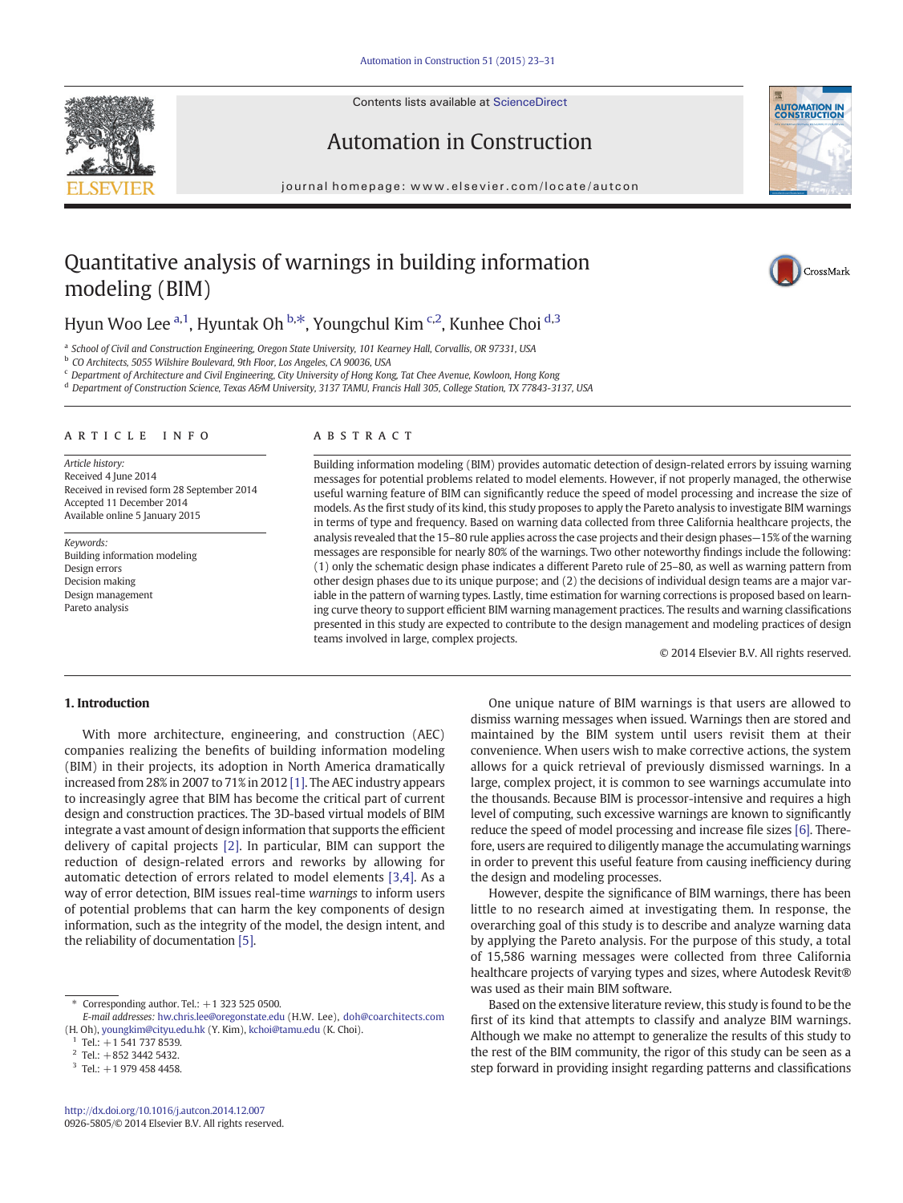# Quantitative analysis of warnings in building information modeling (BIM)

Hyun Woo Lee [a,1], Hyuntak Oh [b,*], Youngchul Kim [c,2], Kunhee Choi [d,3]

[a] School of Civil and Construction Engineering, Oregon State University, 101 Kearney Hall, Corvallis, OR 97331, USA
[b] CO Architects, 5055 Wilshire Boulevard, 9th Floor, Los Angeles, CA 90036, USA
[c] Department of Architecture and Civil Engineering, City University of Hong Kong, Tat Chee Avenue, Kowloon, Hong Kong
[d] Department of Construction Science, Texas A&M University, 3137 TAMU, Francis Hall 305, College Station, TX 77843-3137, USA

## ARTICLE INFO

*Article history:*
Received 4 June 2014
Received in revised form 28 September 2014
Accepted 11 December 2014
Available online 5 January 2015

*Keywords:*
Building information modeling
Design errors
Decision making
Design management
Pareto analysis

## ABSTRACT

Building information modeling (BIM) provides automatic detection of design-related errors by issuing warning messages for potential problems related to model elements. However, if not properly managed, the otherwise useful warning feature of BIM can significantly reduce the speed of model processing and increase the size of models. As the first study of its kind, this study proposes to apply the Pareto analysis to investigate BIM warnings in terms of type and frequency. Based on warning data collected from three California healthcare projects, the analysis revealed that the 15–80 rule applies across the case projects and their design phases—15% of the warning messages are responsible for nearly 80% of the warnings. Two other noteworthy findings include the following: (1) only the schematic design phase indicates a different Pareto rule of 25–80, as well as warning pattern from other design phases due to its unique purpose; and (2) the decisions of individual design teams are a major variable in the pattern of warning types. Lastly, time estimation for warning corrections is proposed based on learning curve theory to support efficient BIM warning management practices. The results and warning classifications presented in this study are expected to contribute to the design management and modeling practices of design teams involved in large, complex projects.

© 2014 Elsevier B.V. All rights reserved.

## 1. Introduction

With more architecture, engineering, and construction (AEC) companies realizing the benefits of building information modeling (BIM) in their projects, its adoption in North America dramatically increased from 28% in 2007 to 71% in 2012 [1]. The AEC industry appears to increasingly agree that BIM has become the critical part of current design and construction practices. The 3D-based virtual models of BIM integrate a vast amount of design information that supports the efficient delivery of capital projects [2]. In particular, BIM can support the reduction of design-related errors and reworks by allowing for automatic detection of errors related to model elements [3,4]. As a way of error detection, BIM issues real-time *warnings* to inform users of potential problems that can harm the key components of design information, such as the integrity of the model, the design intent, and the reliability of documentation [5].

One unique nature of BIM warnings is that users are allowed to dismiss warning messages when issued. Warnings then are stored and maintained by the BIM system until users revisit them at their convenience. When users wish to make corrective actions, the system allows for a quick retrieval of previously dismissed warnings. In a large, complex project, it is common to see warnings accumulate into the thousands. Because BIM is processor-intensive and requires a high level of computing, such excessive warnings are known to significantly reduce the speed of model processing and increase file sizes [6]. Therefore, users are required to diligently manage the accumulating warnings in order to prevent this useful feature from causing inefficiency during the design and modeling processes.

However, despite the significance of BIM warnings, there has been little to no research aimed at investigating them. In response, the overarching goal of this study is to describe and analyze warning data by applying the Pareto analysis. For the purpose of this study, a total of 15,586 warning messages were collected from three California healthcare projects of varying types and sizes, where Autodesk Revit® was used as their main BIM software.

Based on the extensive literature review, this study is found to be the first of its kind that attempts to classify and analyze BIM warnings. Although we make no attempt to generalize the results of this study to the rest of the BIM community, the rigor of this study can be seen as a step forward in providing insight regarding patterns and classifications

---

* Corresponding author. Tel.: +1 323 525 0500.
*E-mail addresses:* hw.chris.lee@oregonstate.edu (H.W. Lee), doh@coarchitects.com (H. Oh), youngkim@cityu.edu.hk (Y. Kim), kchoi@tamu.edu (K. Choi).
[1] Tel.: +1 541 737 8539.
[2] Tel.: +852 3442 5432.
[3] Tel.: +1 979 458 4458.

http://dx.doi.org/10.1016/j.autcon.2014.12.007
0926-5805/© 2014 Elsevier B.V. All rights reserved.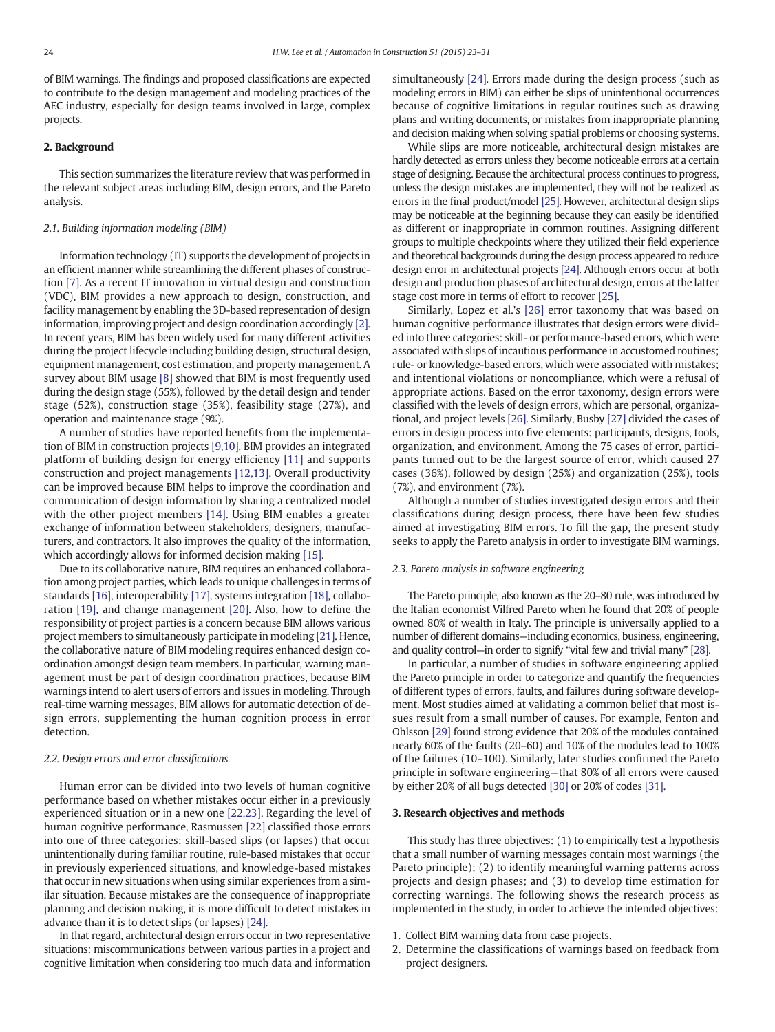of BIM warnings. The findings and proposed classifications are expected to contribute to the design management and modeling practices of the AEC industry, especially for design teams involved in large, complex projects.

## 2. Background

This section summarizes the literature review that was performed in the relevant subject areas including BIM, design errors, and the Pareto analysis.

### 2.1. Building information modeling (BIM)

Information technology (IT) supports the development of projects in an efficient manner while streamlining the different phases of construction [7]. As a recent IT innovation in virtual design and construction (VDC), BIM provides a new approach to design, construction, and facility management by enabling the 3D-based representation of design information, improving project and design coordination accordingly [2]. In recent years, BIM has been widely used for many different activities during the project lifecycle including building design, structural design, equipment management, cost estimation, and property management. A survey about BIM usage [8] showed that BIM is most frequently used during the design stage (55%), followed by the detail design and tender stage (52%), construction stage (35%), feasibility stage (27%), and operation and maintenance stage (9%).

A number of studies have reported benefits from the implementation of BIM in construction projects [9,10]. BIM provides an integrated platform of building design for energy efficiency [11] and supports construction and project managements [12,13]. Overall productivity can be improved because BIM helps to improve the coordination and communication of design information by sharing a centralized model with the other project members [14]. Using BIM enables a greater exchange of information between stakeholders, designers, manufacturers, and contractors. It also improves the quality of the information, which accordingly allows for informed decision making [15].

Due to its collaborative nature, BIM requires an enhanced collaboration among project parties, which leads to unique challenges in terms of standards [16], interoperability [17], systems integration [18], collaboration [19], and change management [20]. Also, how to define the responsibility of project parties is a concern because BIM allows various project members to simultaneously participate in modeling [21]. Hence, the collaborative nature of BIM modeling requires enhanced design coordination amongst design team members. In particular, warning management must be part of design coordination practices, because BIM warnings intend to alert users of errors and issues in modeling. Through real-time warning messages, BIM allows for automatic detection of design errors, supplementing the human cognition process in error detection.

### 2.2. Design errors and error classifications

Human error can be divided into two levels of human cognitive performance based on whether mistakes occur either in a previously experienced situation or in a new one [22,23]. Regarding the level of human cognitive performance, Rasmussen [22] classified those errors into one of three categories: skill-based slips (or lapses) that occur unintentionally during familiar routine, rule-based mistakes that occur in previously experienced situations, and knowledge-based mistakes that occur in new situations when using similar experiences from a similar situation. Because mistakes are the consequence of inappropriate planning and decision making, it is more difficult to detect mistakes in advance than it is to detect slips (or lapses) [24].

In that regard, architectural design errors occur in two representative situations: miscommunications between various parties in a project and cognitive limitation when considering too much data and information simultaneously [24]. Errors made during the design process (such as modeling errors in BIM) can either be slips of unintentional occurrences because of cognitive limitations in regular routines such as drawing plans and writing documents, or mistakes from inappropriate planning and decision making when solving spatial problems or choosing systems.

While slips are more noticeable, architectural design mistakes are hardly detected as errors unless they become noticeable errors at a certain stage of designing. Because the architectural process continues to progress, unless the design mistakes are implemented, they will not be realized as errors in the final product/model [25]. However, architectural design slips may be noticeable at the beginning because they can easily be identified as different or inappropriate in common routines. Assigning different groups to multiple checkpoints where they utilized their field experience and theoretical backgrounds during the design process appeared to reduce design error in architectural projects [24]. Although errors occur at both design and production phases of architectural design, errors at the latter stage cost more in terms of effort to recover [25].

Similarly, Lopez et al.'s [26] error taxonomy that was based on human cognitive performance illustrates that design errors were divided into three categories: skill- or performance-based errors, which were associated with slips of incautious performance in accustomed routines; rule- or knowledge-based errors, which were associated with mistakes; and intentional violations or noncompliance, which were a refusal of appropriate actions. Based on the error taxonomy, design errors were classified with the levels of design errors, which are personal, organizational, and project levels [26]. Similarly, Busby [27] divided the cases of errors in design process into five elements: participants, designs, tools, organization, and environment. Among the 75 cases of error, participants turned out to be the largest source of error, which caused 27 cases (36%), followed by design (25%) and organization (25%), tools (7%), and environment (7%).

Although a number of studies investigated design errors and their classifications during design process, there have been few studies aimed at investigating BIM errors. To fill the gap, the present study seeks to apply the Pareto analysis in order to investigate BIM warnings.

### 2.3. Pareto analysis in software engineering

The Pareto principle, also known as the 20–80 rule, was introduced by the Italian economist Vilfred Pareto when he found that 20% of people owned 80% of wealth in Italy. The principle is universally applied to a number of different domains—including economics, business, engineering, and quality control—in order to signify "vital few and trivial many" [28].

In particular, a number of studies in software engineering applied the Pareto principle in order to categorize and quantify the frequencies of different types of errors, faults, and failures during software development. Most studies aimed at validating a common belief that most issues result from a small number of causes. For example, Fenton and Ohlsson [29] found strong evidence that 20% of the modules contained nearly 60% of the faults (20–60) and 10% of the modules lead to 100% of the failures (10–100). Similarly, later studies confirmed the Pareto principle in software engineering—that 80% of all errors were caused by either 20% of all bugs detected [30] or 20% of codes [31].

## 3. Research objectives and methods

This study has three objectives: (1) to empirically test a hypothesis that a small number of warning messages contain most warnings (the Pareto principle); (2) to identify meaningful warning patterns across projects and design phases; and (3) to develop time estimation for correcting warnings. The following shows the research process as implemented in the study, in order to achieve the intended objectives:

1. Collect BIM warning data from case projects.
2. Determine the classifications of warnings based on feedback from project designers.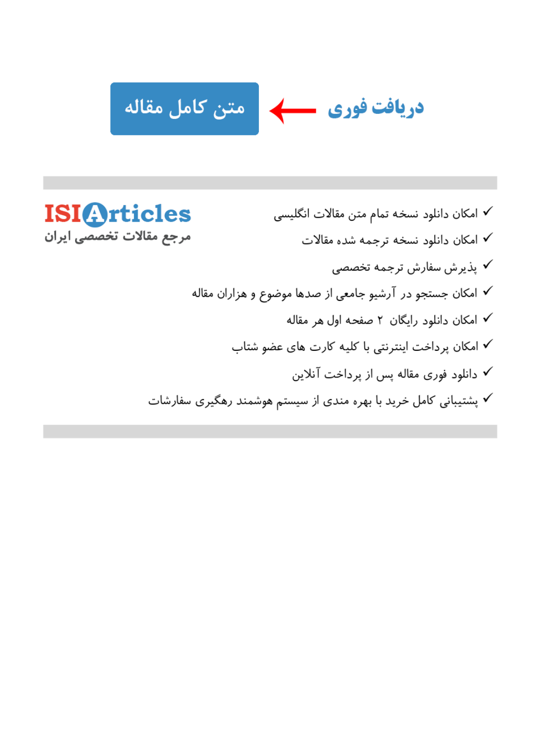دریافت فوری ← **متن کامل مقاله**

**ISIArticles**
مرجع مقالات تخصصی ایران

- ✓ امکان دانلود نسخه تمام متن مقالات انگلیسی
- ✓ امکان دانلود نسخه ترجمه شده مقالات
- ✓ پذیرش سفارش ترجمه تخصصی
- ✓ امکان جستجو در آرشیو جامعی از صدها موضوع و هزاران مقاله
- ✓ امکان دانلود رایگان ۲ صفحه اول هر مقاله
- ✓ امکان پرداخت اینترنتی با کلیه کارت های عضو شتاب
- ✓ دانلود فوری مقاله پس از پرداخت آنلاین
- ✓ پشتیبانی کامل خرید با بهره مندی از سیستم هوشمند رهگیری سفارشات